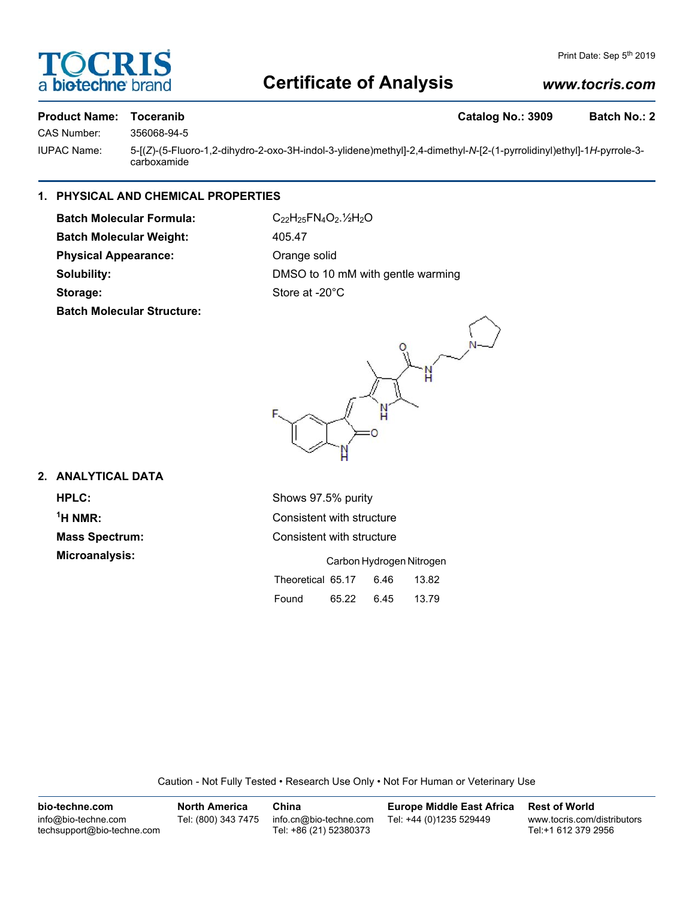# Certificate of Analysis

Print Date: Sep 5th 2019

www.tocris.com

**Product Name:** **Toceranib** **Catalog No.: 3909** **Batch No.: 2**

CAS Number: 356068-94-5

IUPAC Name: 5-[(*Z*)-(5-Fluoro-1,2-dihydro-2-oxo-3H-indol-3-ylidene)methyl]-2,4-dimethyl-*N*-[2-(1-pyrrolidinyl)ethyl]-1*H*-pyrrole-3-carboxamide

## 1. PHYSICAL AND CHEMICAL PROPERTIES

**Batch Molecular Formula:** $C_{22}H_{25}FN_4O_2.½H_2O$

**Batch Molecular Weight:** 405.47

**Physical Appearance:** Orange solid

**Solubility:** DMSO to 10 mM with gentle warming

**Storage:** Store at -20°C

**Batch Molecular Structure:**

## 2. ANALYTICAL DATA

**HPLC:** Shows 97.5% purity

**$^1$H NMR:** Consistent with structure

**Mass Spectrum:** Consistent with structure

**Microanalysis:**

| | Carbon | Hydrogen | Nitrogen |
|---|---|---|---|
| Theoretical | 65.17 | 6.46 | 13.82 |
| Found | 65.22 | 6.45 | 13.79 |

Caution - Not Fully Tested • Research Use Only • Not For Human or Veterinary Use

**bio-techne.com**
info@bio-techne.com
techsupport@bio-techne.com

**North America**
Tel: (800) 343 7475

**China**
info.cn@bio-techne.com
Tel: +86 (21) 52380373

**Europe Middle East Africa**
Tel: +44 (0)1235 529449

**Rest of World**
www.tocris.com/distributors
Tel:+1 612 379 2956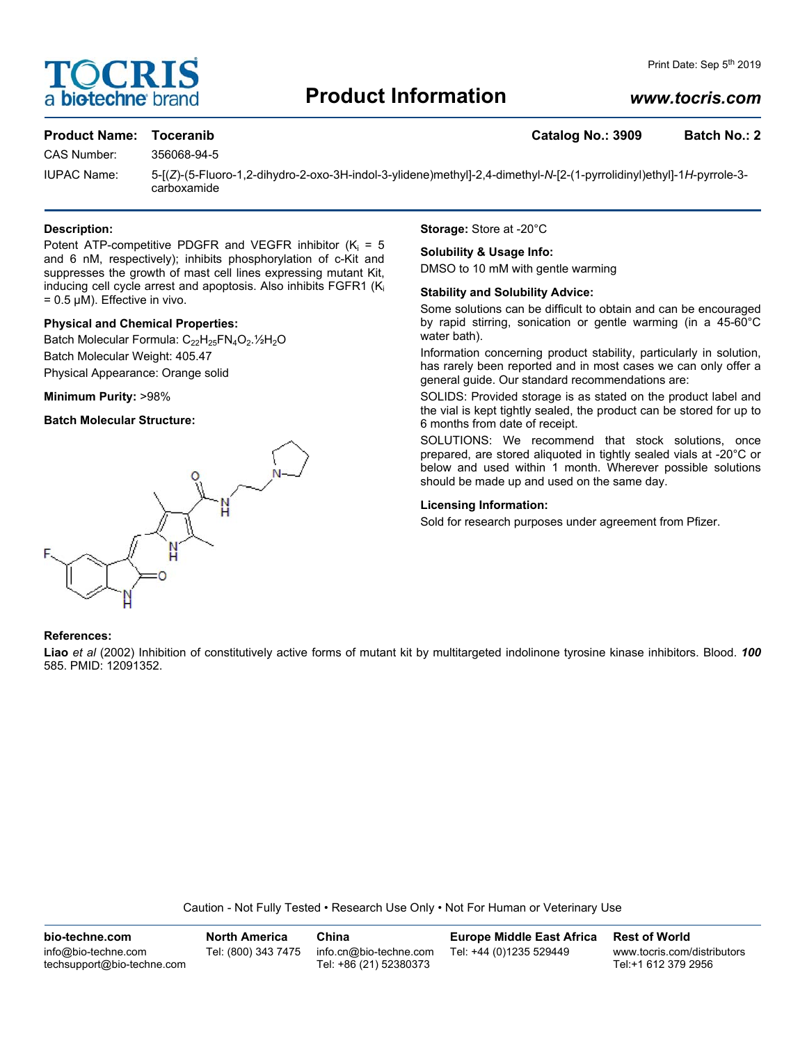# Product Information

**Product Name:** Toceranib **Catalog No.:** 3909 **Batch No.:** 2

CAS Number: 356068-94-5

IUPAC Name: 5-[(Z)-(5-Fluoro-1,2-dihydro-2-oxo-3H-indol-3-ylidene)methyl]-2,4-dimethyl-*N*-[2-(1-pyrrolidinyl)ethyl]-1*H*-pyrrole-3-carboxamide

### Description:

Potent ATP-competitive PDGFR and VEGFR inhibitor ($K_i$ = 5 and 6 nM, respectively); inhibits phosphorylation of c-Kit and suppresses the growth of mast cell lines expressing mutant Kit, inducing cell cycle arrest and apoptosis. Also inhibits FGFR1 ($K_i$ = 0.5 μM). Effective in vivo.

### Physical and Chemical Properties:

Batch Molecular Formula: $C_{22}H_{25}FN_4O_2.½H_2O$

Batch Molecular Weight: 405.47

Physical Appearance: Orange solid

**Minimum Purity:** >98%

**Batch Molecular Structure:**

F
O
N
H
N
H
N
H
O
N

**Storage:** Store at -20°C

### Solubility & Usage Info:

DMSO to 10 mM with gentle warming

### Stability and Solubility Advice:

Some solutions can be difficult to obtain and can be encouraged by rapid stirring, sonication or gentle warming (in a 45-60°C water bath).

Information concerning product stability, particularly in solution, has rarely been reported and in most cases we can only offer a general guide. Our standard recommendations are:

SOLIDS: Provided storage is as stated on the product label and the vial is kept tightly sealed, the product can be stored for up to 6 months from date of receipt.

SOLUTIONS: We recommend that stock solutions, once prepared, are stored aliquoted in tightly sealed vials at -20°C or below and used within 1 month. Wherever possible solutions should be made up and used on the same day.

### Licensing Information:

Sold for research purposes under agreement from Pfizer.

### References:

**Liao** *et al* (2002) Inhibition of constitutively active forms of mutant kit by multitargeted indolinone tyrosine kinase inhibitors. Blood. ***100*** 585. PMID: 12091352.

Caution - Not Fully Tested • Research Use Only • Not For Human or Veterinary Use

**bio-techne.com**
info@bio-techne.com
techsupport@bio-techne.com

**North America**
Tel: (800) 343 7475

**China**
info.cn@bio-techne.com
Tel: +86 (21) 52380373

**Europe Middle East Africa**
Tel: +44 (0)1235 529449

**Rest of World**
www.tocris.com/distributors
Tel:+1 612 379 2956